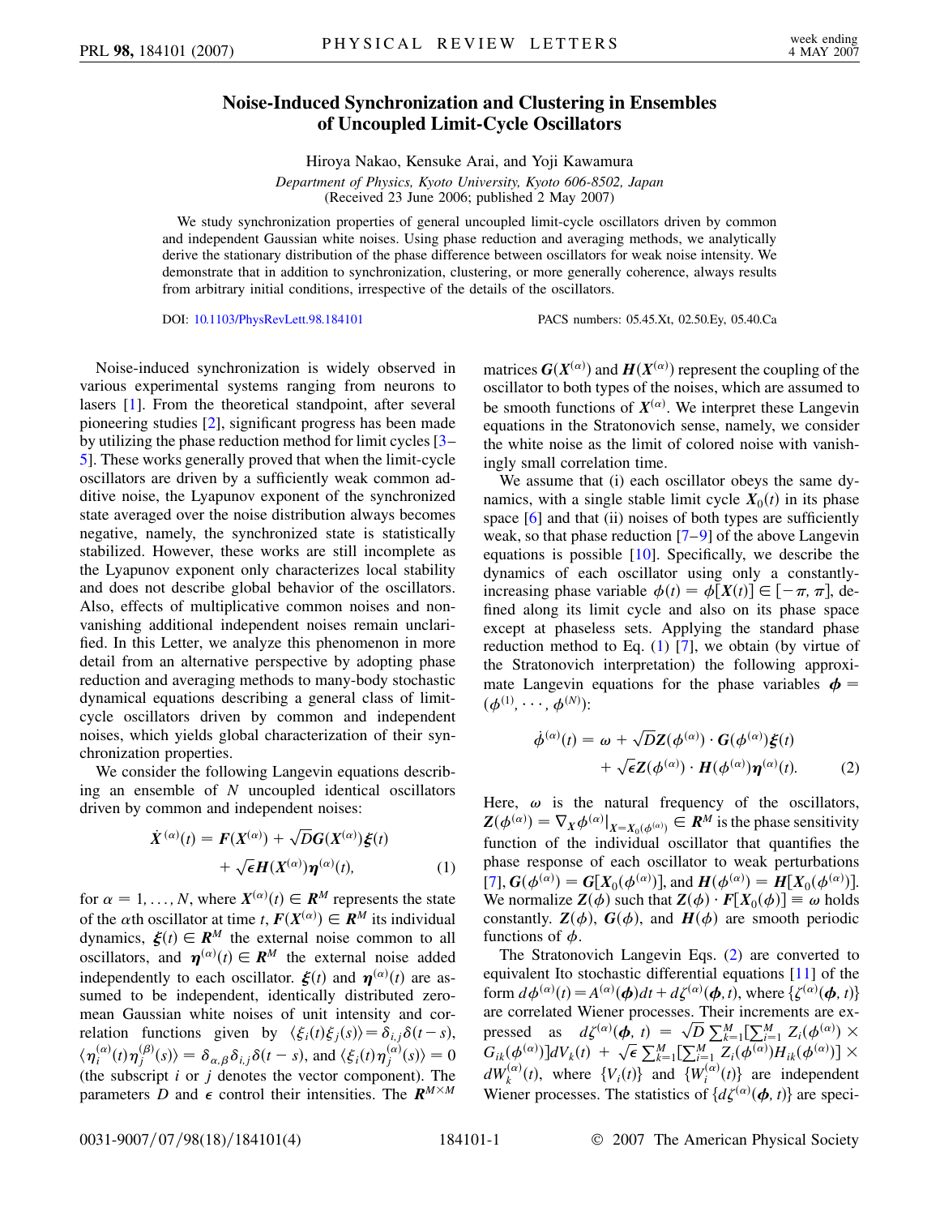# Noise-Induced Synchronization and Clustering in Ensembles of Uncoupled Limit-Cycle Oscillators

Hiroya Nakao, Kensuke Arai, and Yoji Kawamura

*Department of Physics, Kyoto University, Kyoto 606-8502, Japan*
(Received 23 June 2006; published 2 May 2007)

We study synchronization properties of general uncoupled limit-cycle oscillators driven by common and independent Gaussian white noises. Using phase reduction and averaging methods, we analytically derive the stationary distribution of the phase difference between oscillators for weak noise intensity. We demonstrate that in addition to synchronization, clustering, or more generally coherence, always results from arbitrary initial conditions, irrespective of the details of the oscillators.

DOI: 10.1103/PhysRevLett.98.184101 PACS numbers: 05.45.Xt, 02.50.Ey, 05.40.Ca

Noise-induced synchronization is widely observed in various experimental systems ranging from neurons to lasers [1]. From the theoretical standpoint, after several pioneering studies [2], significant progress has been made by utilizing the phase reduction method for limit cycles [3–5]. These works generally proved that when the limit-cycle oscillators are driven by a sufficiently weak common additive noise, the Lyapunov exponent of the synchronized state averaged over the noise distribution always becomes negative, namely, the synchronized state is statistically stabilized. However, these works are still incomplete as the Lyapunov exponent only characterizes local stability and does not describe global behavior of the oscillators. Also, effects of multiplicative common noises and nonvanishing additional independent noises remain unclarified. In this Letter, we analyze this phenomenon in more detail from an alternative perspective by adopting phase reduction and averaging methods to many-body stochastic dynamical equations describing a general class of limit-cycle oscillators driven by common and independent noises, which yields global characterization of their synchronization properties.

We consider the following Langevin equations describing an ensemble of $N$ uncoupled identical oscillators driven by common and independent noises:

$$\dot{\boldsymbol{X}}^{(\alpha)}(t) = \boldsymbol{F}(\boldsymbol{X}^{(\alpha)}) + \sqrt{D}\boldsymbol{G}(\boldsymbol{X}^{(\alpha)})\boldsymbol{\xi}(t) + \sqrt{\epsilon}\boldsymbol{H}(\boldsymbol{X}^{(\alpha)})\boldsymbol{\eta}^{(\alpha)}(t), \tag{1}$$

for $\alpha = 1, \ldots, N$, where $\boldsymbol{X}^{(\alpha)}(t) \in \boldsymbol{R}^M$ represents the state of the $\alpha$th oscillator at time $t$, $\boldsymbol{F}(\boldsymbol{X}^{(\alpha)}) \in \boldsymbol{R}^M$ its individual dynamics, $\boldsymbol{\xi}(t) \in \boldsymbol{R}^M$ the external noise common to all oscillators, and $\boldsymbol{\eta}^{(\alpha)}(t) \in \boldsymbol{R}^M$ the external noise added independently to each oscillator. $\boldsymbol{\xi}(t)$ and $\boldsymbol{\eta}^{(\alpha)}(t)$ are assumed to be independent, identically distributed zero-mean Gaussian white noises of unit intensity and correlation functions given by $\langle \xi_i(t)\xi_j(s)\rangle = \delta_{i,j}\delta(t-s)$, $\langle \eta_i^{(\alpha)}(t)\eta_j^{(\beta)}(s)\rangle = \delta_{\alpha,\beta}\delta_{i,j}\delta(t-s)$, and $\langle \xi_i(t)\eta_j^{(\alpha)}(s)\rangle = 0$ (the subscript $i$ or $j$ denotes the vector component). The parameters $D$ and $\epsilon$ control their intensities. The $\boldsymbol{R}^{M\times M}$ matrices $\boldsymbol{G}(\boldsymbol{X}^{(\alpha)})$ and $\boldsymbol{H}(\boldsymbol{X}^{(\alpha)})$ represent the coupling of the oscillator to both types of the noises, which are assumed to be smooth functions of $\boldsymbol{X}^{(\alpha)}$. We interpret these Langevin equations in the Stratonovich sense, namely, we consider the white noise as the limit of colored noise with vanishingly small correlation time.

We assume that (i) each oscillator obeys the same dynamics, with a single stable limit cycle $\boldsymbol{X}_0(t)$ in its phase space [6] and that (ii) noises of both types are sufficiently weak, so that phase reduction [7–9] of the above Langevin equations is possible [10]. Specifically, we describe the dynamics of each oscillator using only a constantly-increasing phase variable $\phi(t) = \phi[\boldsymbol{X}(t)] \in [-\pi, \pi]$, defined along its limit cycle and also on its phase space except at phaseless sets. Applying the standard phase reduction method to Eq. (1) [7], we obtain (by virtue of the Stratonovich interpretation) the following approximate Langevin equations for the phase variables $\boldsymbol{\phi} = (\phi^{(1)}, \cdots, \phi^{(N)})$:

$$\dot{\phi}^{(\alpha)}(t) = \omega + \sqrt{D}\boldsymbol{Z}(\phi^{(\alpha)}) \cdot \boldsymbol{G}(\phi^{(\alpha)})\boldsymbol{\xi}(t) + \sqrt{\epsilon}\boldsymbol{Z}(\phi^{(\alpha)}) \cdot \boldsymbol{H}(\phi^{(\alpha)})\boldsymbol{\eta}^{(\alpha)}(t). \tag{2}$$

Here, $\omega$ is the natural frequency of the oscillators, $\boldsymbol{Z}(\phi^{(\alpha)}) = \nabla_{\boldsymbol{X}}\phi^{(\alpha)}|_{\boldsymbol{X}=\boldsymbol{X}_0(\phi^{(\alpha)})} \in \boldsymbol{R}^M$ is the phase sensitivity function of the individual oscillator that quantifies the phase response of each oscillator to weak perturbations [7], $\boldsymbol{G}(\phi^{(\alpha)}) = \boldsymbol{G}[\boldsymbol{X}_0(\phi^{(\alpha)})]$, and $\boldsymbol{H}(\phi^{(\alpha)}) = \boldsymbol{H}[\boldsymbol{X}_0(\phi^{(\alpha)})]$. We normalize $\boldsymbol{Z}(\phi)$ such that $\boldsymbol{Z}(\phi) \cdot \boldsymbol{F}[\boldsymbol{X}_0(\phi)] \equiv \omega$ holds constantly. $\boldsymbol{Z}(\phi)$, $\boldsymbol{G}(\phi)$, and $\boldsymbol{H}(\phi)$ are smooth periodic functions of $\phi$.

The Stratonovich Langevin Eqs. (2) are converted to equivalent Ito stochastic differential equations [11] of the form $d\phi^{(\alpha)}(t) = A^{(\alpha)}(\boldsymbol{\phi})dt + d\zeta^{(\alpha)}(\boldsymbol{\phi}, t)$, where $\{\zeta^{(\alpha)}(\boldsymbol{\phi}, t)\}$ are correlated Wiener processes. Their increments are expressed as $d\zeta^{(\alpha)}(\boldsymbol{\phi}, t) = \sqrt{D}\sum_{k=1}^{M}[\sum_{i=1}^{M} Z_i(\phi^{(\alpha)}) \times G_{ik}(\phi^{(\alpha)})]dV_k(t) + \sqrt{\epsilon}\sum_{k=1}^{M}[\sum_{i=1}^{M} Z_i(\phi^{(\alpha)})H_{ik}(\phi^{(\alpha)})] \times dW_k^{(\alpha)}(t)$, where $\{V_i(t)\}$ and $\{W_i^{(\alpha)}(t)\}$ are independent Wiener processes. The statistics of $\{d\zeta^{(\alpha)}(\boldsymbol{\phi}, t)\}$ are speci-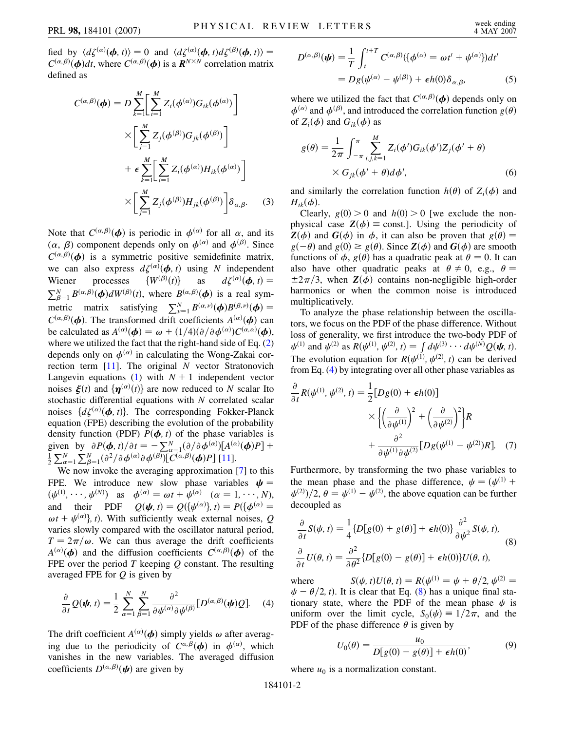fied by $\langle d\zeta^{(\alpha)}(\boldsymbol{\phi}, t)\rangle = 0$ and $\langle d\zeta^{(\alpha)}(\boldsymbol{\phi}, t) d\zeta^{(\beta)}(\boldsymbol{\phi}, t)\rangle = C^{(\alpha,\beta)}(\boldsymbol{\phi})dt$, where $C^{(\alpha,\beta)}(\boldsymbol{\phi})$ is a $\boldsymbol{R}^{N\times N}$ correlation matrix defined as

$$
\begin{aligned}
C^{(\alpha,\beta)}(\boldsymbol{\phi}) = D \sum_{k=1}^{M} \Bigg[ \sum_{i=1}^{M} Z_i(\phi^{(\alpha)}) G_{ik}(\phi^{(\alpha)}) \Bigg] \\
\times \Bigg[ \sum_{j=1}^{M} Z_j(\phi^{(\beta)}) G_{jk}(\phi^{(\beta)}) \Bigg] \\
+ \epsilon \sum_{k=1}^{M} \Bigg[ \sum_{i=1}^{M} Z_i(\phi^{(\alpha)}) H_{ik}(\phi^{(\alpha)}) \Bigg] \\
\times \Bigg[ \sum_{j=1}^{M} Z_j(\phi^{(\beta)}) H_{jk}(\phi^{(\beta)}) \Bigg] \delta_{\alpha,\beta}. \quad (3)
\end{aligned}
$$

Note that $C^{(\alpha,\beta)}(\boldsymbol{\phi})$ is periodic in $\phi^{(\alpha)}$ for all $\alpha$, and its $(\alpha, \beta)$ component depends only on $\phi^{(\alpha)}$ and $\phi^{(\beta)}$. Since $C^{(\alpha,\beta)}(\boldsymbol{\phi})$ is a symmetric positive semidefinite matrix, we can also express $d\zeta^{(\alpha)}(\boldsymbol{\phi}, t)$ using $N$ independent Wiener processes $\{W^{(\beta)}(t)\}$ as $d\zeta^{(\alpha)}(\boldsymbol{\phi}, t) = \sum_{\beta=1}^{N} B^{(\alpha,\beta)}(\boldsymbol{\phi}) dW^{(\beta)}(t)$, where $B^{(\alpha,\beta)}(\boldsymbol{\phi})$ is a real symmetric matrix satisfying $\sum_{\nu=1}^{N} B^{(\alpha,\nu)}(\boldsymbol{\phi}) B^{(\beta,\nu)}(\boldsymbol{\phi}) = C^{(\alpha,\beta)}(\boldsymbol{\phi})$. The transformed drift coefficients $A^{(\alpha)}(\boldsymbol{\phi})$ can be calculated as $A^{(\alpha)}(\boldsymbol{\phi}) = \omega + (1/4)(\partial/\partial\phi^{(\alpha)}) C^{(\alpha,\alpha)}(\boldsymbol{\phi})$, where we utilized the fact that the right-hand side of Eq. (2) depends only on $\phi^{(\alpha)}$ in calculating the Wong-Zakai correction term [11]. The original $N$ vector Stratonovich Langevin equations (1) with $N+1$ independent vector noises $\boldsymbol{\xi}(t)$ and $\{\boldsymbol{\eta}^{(\alpha)}(t)\}$ are now reduced to $N$ scalar Ito stochastic differential equations with $N$ correlated scalar noises $\{d\zeta^{(\alpha)}(\boldsymbol{\phi}, t)\}$. The corresponding Fokker-Planck equation (FPE) describing the evolution of the probability density function (PDF) $P(\boldsymbol{\phi}, t)$ of the phase variables is given by $\partial P(\boldsymbol{\phi}, t)/\partial t = -\sum_{\alpha=1}^{N} (\partial/\partial\phi^{(\alpha)})[A^{(\alpha)}(\boldsymbol{\phi})P] + \frac{1}{2}\sum_{\alpha=1}^{N}\sum_{\beta=1}^{N}(\partial^2/\partial\phi^{(\alpha)}\partial\phi^{(\beta)})[C^{(\alpha,\beta)}(\boldsymbol{\phi})P]$ [11].

We now invoke the averaging approximation [7] to this FPE. We introduce new slow phase variables $\boldsymbol{\psi} = (\psi^{(1)}, \cdots, \psi^{(N)})$ as $\phi^{(\alpha)} = \omega t + \psi^{(\alpha)}$ $(\alpha = 1, \cdots, N)$, and their PDF $Q(\boldsymbol{\psi}, t) = Q(\{\psi^{(\alpha)}\}, t) = P(\{\phi^{(\alpha)} = \omega t + \psi^{(\alpha)}\}, t)$. With sufficiently weak external noises, $Q$ varies slowly compared with the oscillator natural period, $T = 2\pi/\omega$. We can thus average the drift coefficients $A^{(\alpha)}(\boldsymbol{\phi})$ and the diffusion coefficients $C^{(\alpha,\beta)}(\boldsymbol{\phi})$ of the FPE over the period $T$ keeping $Q$ constant. The resulting averaged FPE for $Q$ is given by

$$
\frac{\partial}{\partial t} Q(\boldsymbol{\psi}, t) = \frac{1}{2} \sum_{\alpha=1}^{N} \sum_{\beta=1}^{N} \frac{\partial^2}{\partial\psi^{(\alpha)}\partial\psi^{(\beta)}} [D^{(\alpha,\beta)}(\boldsymbol{\psi})Q]. \quad (4)
$$

The drift coefficient $A^{(\alpha)}(\boldsymbol{\phi})$ simply yields $\omega$ after averaging due to the periodicity of $C^{\alpha,\beta}(\boldsymbol{\phi})$ in $\phi^{(\alpha)}$, which vanishes in the new variables. The averaged diffusion coefficients $D^{(\alpha,\beta)}(\boldsymbol{\psi})$ are given by

$$
\begin{aligned}
D^{(\alpha,\beta)}(\boldsymbol{\psi}) &= \frac{1}{T} \int_{t}^{t+T} C^{(\alpha,\beta)}(\{\phi^{(\alpha)} = \omega t' + \psi^{(\alpha)}\}) dt' \\
&= D g(\psi^{(\alpha)} - \psi^{(\beta)}) + \epsilon h(0) \delta_{\alpha,\beta}, \quad (5)
\end{aligned}
$$

where we utilized the fact that $C^{(\alpha,\beta)}(\boldsymbol{\phi})$ depends only on $\phi^{(\alpha)}$ and $\phi^{(\beta)}$, and introduced the correlation function $g(\theta)$ of $Z_i(\phi)$ and $G_{ik}(\phi)$ as

$$
\begin{aligned}
g(\theta) = \frac{1}{2\pi} \int_{-\pi}^{\pi} \sum_{i,j,k=1}^{M} Z_i(\phi') G_{ik}(\phi') Z_j(\phi' + \theta) \\
\times G_{jk}(\phi' + \theta) d\phi', \quad (6)
\end{aligned}
$$

and similarly the correlation function $h(\theta)$ of $Z_i(\phi)$ and $H_{ik}(\phi)$.

Clearly, $g(0) > 0$ and $h(0) > 0$ [we exclude the nonphysical case $\boldsymbol{Z}(\phi) \equiv \text{const.}$]. Using the periodicity of $\boldsymbol{Z}(\phi)$ and $\boldsymbol{G}(\phi)$ in $\phi$, it can also be proven that $g(\theta) = g(-\theta)$ and $g(0) \geq g(\theta)$. Since $\boldsymbol{Z}(\phi)$ and $\boldsymbol{G}(\phi)$ are smooth functions of $\phi$, $g(\theta)$ has a quadratic peak at $\theta = 0$. It can also have other quadratic peaks at $\theta \neq 0$, e.g., $\theta = \pm 2\pi/3$, when $\boldsymbol{Z}(\phi)$ contains non-negligible high-order harmonics or when the common noise is introduced multiplicatively.

To analyze the phase relationship between the oscillators, we focus on the PDF of the phase difference. Without loss of generality, we first introduce the two-body PDF of $\psi^{(1)}$ and $\psi^{(2)}$ as $R(\psi^{(1)}, \psi^{(2)}, t) = \int d\psi^{(3)} \cdots d\psi^{(N)} Q(\boldsymbol{\psi}, t)$. The evolution equation for $R(\psi^{(1)}, \psi^{(2)}, t)$ can be derived from Eq. (4) by integrating over all other phase variables as

$$
\begin{aligned}
\frac{\partial}{\partial t} R(\psi^{(1)}, \psi^{(2)}, t) = \frac{1}{2}[D g(0) + \epsilon h(0)] \\
\times \Bigg\{ \Bigg(\frac{\partial}{\partial\psi^{(1)}}\Bigg)^2 + \Bigg(\frac{\partial}{\partial\psi^{(2)}}\Bigg)^2 \Bigg\} R \\
+ \frac{\partial^2}{\partial\psi^{(1)}\partial\psi^{(2)}} [D g(\psi^{(1)} - \psi^{(2)}) R]. \quad (7)
\end{aligned}
$$

Furthermore, by transforming the two phase variables to the mean phase and the phase difference, $\psi = (\psi^{(1)} + \psi^{(2)})/2$, $\theta = \psi^{(1)} - \psi^{(2)}$, the above equation can be further decoupled as

$$
\begin{aligned}
\frac{\partial}{\partial t} S(\psi, t) &= \frac{1}{4}\{D[g(0) + g(\theta)] + \epsilon h(0)\} \frac{\partial^2}{\partial\psi^2} S(\psi, t), \\
\frac{\partial}{\partial t} U(\theta, t) &= \frac{\partial^2}{\partial\theta^2}\{D[g(0) - g(\theta)] + \epsilon h(0)\} U(\theta, t),
\end{aligned} \quad (8)
$$

where $S(\psi, t) U(\theta, t) = R(\psi^{(1)} = \psi + \theta/2, \psi^{(2)} = \psi - \theta/2, t)$. It is clear that Eq. (8) has a unique final stationary state, where the PDF of the mean phase $\psi$ is uniform over the limit cycle, $S_0(\psi) \equiv 1/2\pi$, and the PDF of the phase difference $\theta$ is given by

$$
U_0(\theta) = \frac{u_0}{D[g(0) - g(\theta)] + \epsilon h(0)}, \quad (9)
$$

where $u_0$ is a normalization constant.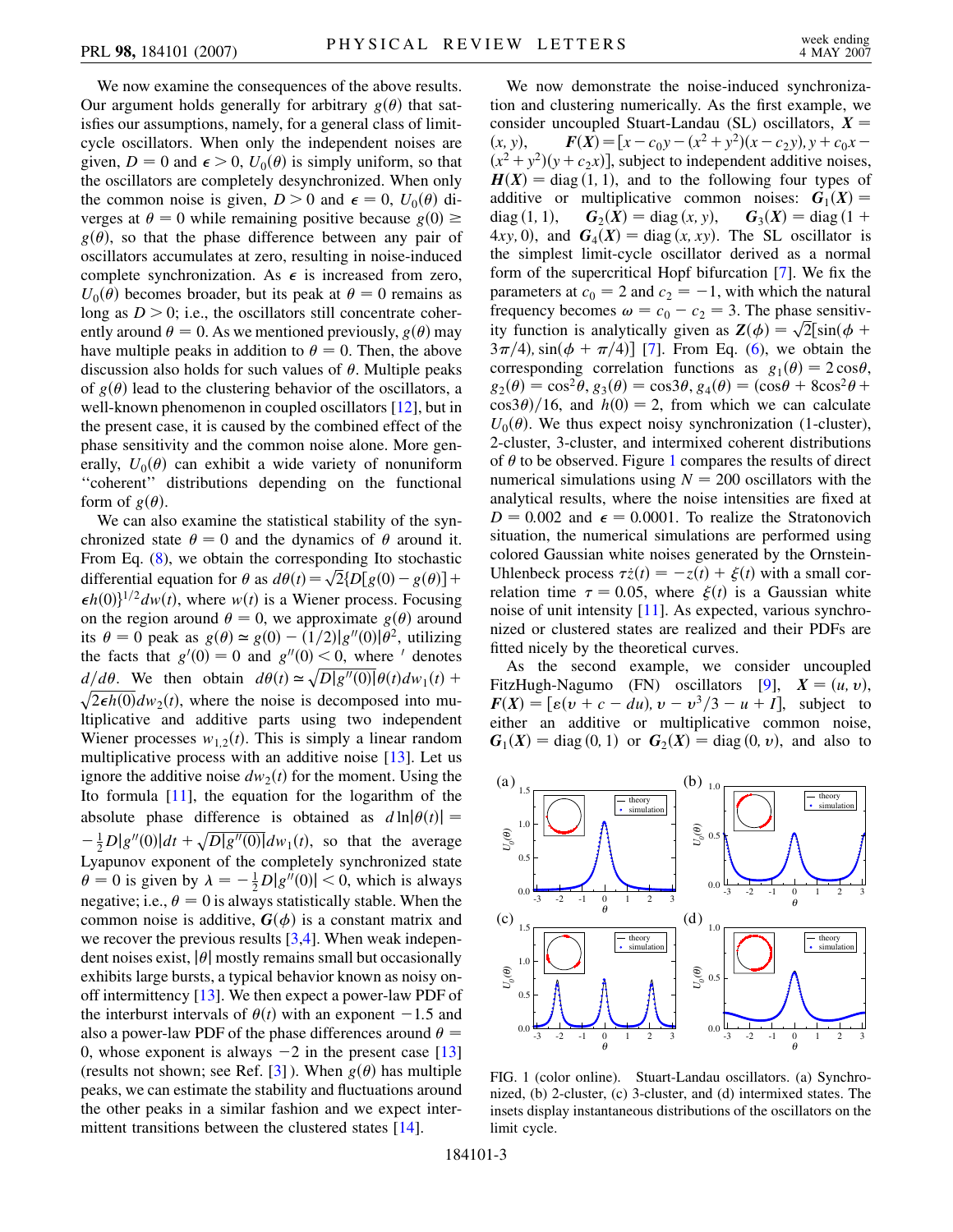We now examine the consequences of the above results. Our argument holds generally for arbitrary $g(\theta)$ that satisfies our assumptions, namely, for a general class of limit-cycle oscillators. When only the independent noises are given, $D = 0$ and $\epsilon > 0$, $U_0(\theta)$ is simply uniform, so that the oscillators are completely desynchronized. When only the common noise is given, $D > 0$ and $\epsilon = 0$, $U_0(\theta)$ diverges at $\theta = 0$ while remaining positive because $g(0) \geq g(\theta)$, so that the phase difference between any pair of oscillators accumulates at zero, resulting in noise-induced complete synchronization. As $\epsilon$ is increased from zero, $U_0(\theta)$ becomes broader, but its peak at $\theta = 0$ remains as long as $D > 0$; i.e., the oscillators still concentrate coherently around $\theta = 0$. As we mentioned previously, $g(\theta)$ may have multiple peaks in addition to $\theta = 0$. Then, the above discussion also holds for such values of $\theta$. Multiple peaks of $g(\theta)$ lead to the clustering behavior of the oscillators, a well-known phenomenon in coupled oscillators [12], but in the present case, it is caused by the combined effect of the phase sensitivity and the common noise alone. More generally, $U_0(\theta)$ can exhibit a wide variety of nonuniform "coherent" distributions depending on the functional form of $g(\theta)$.

We can also examine the statistical stability of the synchronized state $\theta = 0$ and the dynamics of $\theta$ around it. From Eq. (8), we obtain the corresponding Ito stochastic differential equation for $\theta$ as $d\theta(t) = \sqrt{2}\{D[g(0) - g(\theta)] + \epsilon h(0)\}^{1/2} dw(t)$, where $w(t)$ is a Wiener process. Focusing on the region around $\theta = 0$, we approximate $g(\theta)$ around its $\theta = 0$ peak as $g(\theta) \simeq g(0) - (1/2)|g''(0)|\theta^2$, utilizing the facts that $g'(0) = 0$ and $g''(0) < 0$, where $'$ denotes $d/d\theta$. We then obtain $d\theta(t) \simeq \sqrt{D|g''(0)|}\theta(t) dw_1(t) + \sqrt{2\epsilon h(0)} dw_2(t)$, where the noise is decomposed into multiplicative and additive parts using two independent Wiener processes $w_{1,2}(t)$. This is simply a linear random multiplicative process with an additive noise [13]. Let us ignore the additive noise $dw_2(t)$ for the moment. Using the Ito formula [11], the equation for the logarithm of the absolute phase difference is obtained as $d \ln|\theta(t)| = -\frac{1}{2}D|g''(0)|dt + \sqrt{D|g''(0)|}dw_1(t)$, so that the average Lyapunov exponent of the completely synchronized state $\theta = 0$ is given by $\lambda = -\frac{1}{2}D|g''(0)| < 0$, which is always negative; i.e., $\theta = 0$ is always statistically stable. When the common noise is additive, $\boldsymbol{G}(\phi)$ is a constant matrix and we recover the previous results [3,4]. When weak independent noises exist, $|\theta|$ mostly remains small but occasionally exhibits large bursts, a typical behavior known as noisy on-off intermittency [13]. We then expect a power-law PDF of the interburst intervals of $\theta(t)$ with an exponent $-1.5$ and also a power-law PDF of the phase differences around $\theta = 0$, whose exponent is always $-2$ in the present case [13] (results not shown; see Ref. [3]). When $g(\theta)$ has multiple peaks, we can estimate the stability and fluctuations around the other peaks in a similar fashion and we expect intermittent transitions between the clustered states [14].

We now demonstrate the noise-induced synchronization and clustering numerically. As the first example, we consider uncoupled Stuart-Landau (SL) oscillators, $\boldsymbol{X} = (x, y)$, $\boldsymbol{F}(\boldsymbol{X}) = [x - c_0 y - (x^2 + y^2)(x - c_2 y), y + c_0 x - (x^2 + y^2)(y + c_2 x)]$, subject to independent additive noises, $\boldsymbol{H}(\boldsymbol{X}) = \mathrm{diag}(1, 1)$, and to the following four types of additive or multiplicative common noises: $\boldsymbol{G}_1(\boldsymbol{X}) = \mathrm{diag}(1, 1)$, $\boldsymbol{G}_2(\boldsymbol{X}) = \mathrm{diag}(x, y)$, $\boldsymbol{G}_3(\boldsymbol{X}) = \mathrm{diag}(1 + 4xy, 0)$, and $\boldsymbol{G}_4(\boldsymbol{X}) = \mathrm{diag}(x, xy)$. The SL oscillator is the simplest limit-cycle oscillator derived as a normal form of the supercritical Hopf bifurcation [7]. We fix the parameters at $c_0 = 2$ and $c_2 = -1$, with which the natural frequency becomes $\omega = c_0 - c_2 = 3$. The phase sensitivity function is analytically given as $\boldsymbol{Z}(\phi) = \sqrt{2}[\sin(\phi + 3\pi/4), \sin(\phi + \pi/4)]$ [7]. From Eq. (6), we obtain the corresponding correlation functions as $g_1(\theta) = 2\cos\theta$, $g_2(\theta) = \cos^2\theta$, $g_3(\theta) = \cos 3\theta$, $g_4(\theta) = (\cos\theta + 8\cos^2\theta + \cos 3\theta)/16$, and $h(0) = 2$, from which we can calculate $U_0(\theta)$. We thus expect noisy synchronization (1-cluster), 2-cluster, 3-cluster, and intermixed coherent distributions of $\theta$ to be observed. Figure 1 compares the results of direct numerical simulations using $N = 200$ oscillators with the analytical results, where the noise intensities are fixed at $D = 0.002$ and $\epsilon = 0.0001$. To realize the Stratonovich situation, the numerical simulations are performed using colored Gaussian white noises generated by the Ornstein-Uhlenbeck process $\tau\dot{z}(t) = -z(t) + \xi(t)$ with a small correlation time $\tau = 0.05$, where $\xi(t)$ is a Gaussian white noise of unit intensity [11]. As expected, various synchronized or clustered states are realized and their PDFs are fitted nicely by the theoretical curves.

As the second example, we consider uncoupled FitzHugh-Nagumo (FN) oscillators [9], $\boldsymbol{X} = (u, v)$, $\boldsymbol{F}(\boldsymbol{X}) = [\varepsilon(v + c - du), v - v^3/3 - u + I]$, subject to either an additive or multiplicative common noise, $\boldsymbol{G}_1(\boldsymbol{X}) = \mathrm{diag}(0, 1)$ or $\boldsymbol{G}_2(\boldsymbol{X}) = \mathrm{diag}(0, v)$, and also to

(a)
theory
simulation
$U_0(\theta)$
1.5
1.0
0.5
0.0
-3 -2 -1 0 1 2 3
$\theta$

(b)
theory
simulation
$U_0(\theta)$
1.0
0.5
0.0
-3 -2 -1 0 1 2 3
$\theta$

(c)
theory
simulation
$U_0(\theta)$
1.5
1.0
0.5
0.0
-3 -2 -1 0 1 2 3
$\theta$

(d)
theory
simulation
$U_0(\theta)$
1.0
0.5
0.0
-3 -2 -1 0 1 2 3
$\theta$

FIG. 1 (color online). Stuart-Landau oscillators. (a) Synchronized, (b) 2-cluster, (c) 3-cluster, and (d) intermixed states. The insets display instantaneous distributions of the oscillators on the limit cycle.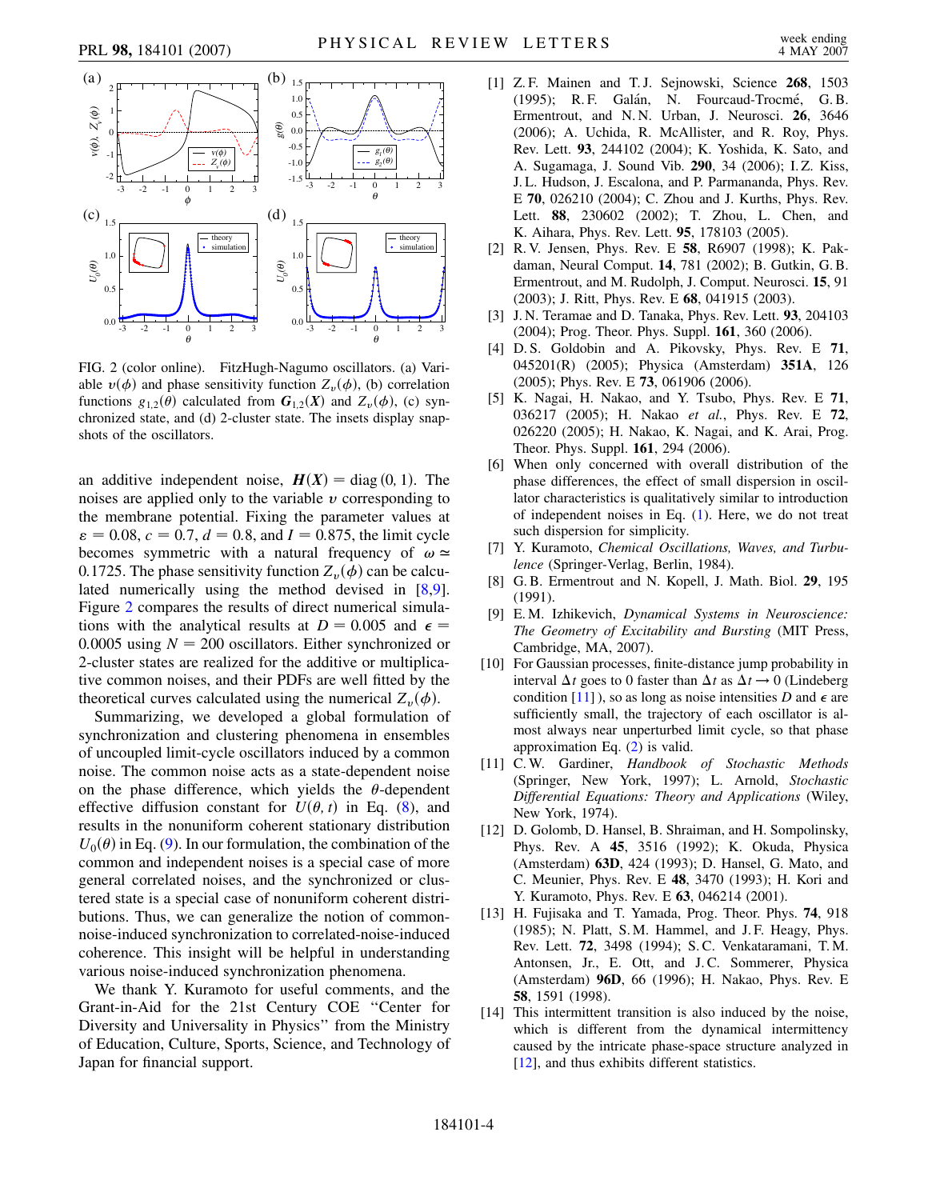(a)

$v(\phi)$, $Z_v(\phi)$

2
1
0
-1
-2

-3 -2 -1 0 1 2 3

$\phi$

— $v(\phi)$
--- $Z_v(\phi)$

(b)

$g(\theta)$

1.5
1.0
0.5
0.0
-0.5
-1.0
-1.5

-3 -2 -1 0 1 2 3

$\theta$

— $g_1(\theta)$
--- $g_2(\theta)$

(c)

$U_0(\theta)$

1.5
1.0
0.5
0.0

-3 -2 -1 0 1 2 3

$\theta$

— theory
• simulation

(d)

$U_0(\theta)$

1.5
1.0
0.5
0.0

-3 -2 -1 0 1 2 3

$\theta$

— theory
• simulation

FIG. 2 (color online). FitzHugh-Nagumo oscillators. (a) Variable $v(\phi)$ and phase sensitivity function $Z_v(\phi)$, (b) correlation functions $g_{1,2}(\theta)$ calculated from $\boldsymbol{G}_{1,2}(\boldsymbol{X})$ and $Z_v(\phi)$, (c) synchronized state, and (d) 2-cluster state. The insets display snapshots of the oscillators.

an additive independent noise, $\boldsymbol{H}(\boldsymbol{X}) = \text{diag}\,(0, 1)$. The noises are applied only to the variable $v$ corresponding to the membrane potential. Fixing the parameter values at $\varepsilon = 0.08$, $c = 0.7$, $d = 0.8$, and $I = 0.875$, the limit cycle becomes symmetric with a natural frequency of $\omega \simeq 0.1725$. The phase sensitivity function $Z_v(\phi)$ can be calculated numerically using the method devised in [8,9]. Figure 2 compares the results of direct numerical simulations with the analytical results at $D = 0.005$ and $\epsilon = 0.0005$ using $N = 200$ oscillators. Either synchronized or 2-cluster states are realized for the additive or multiplicative common noises, and their PDFs are well fitted by the theoretical curves calculated using the numerical $Z_v(\phi)$.

Summarizing, we developed a global formulation of synchronization and clustering phenomena in ensembles of uncoupled limit-cycle oscillators induced by a common noise. The common noise acts as a state-dependent noise on the phase difference, which yields the $\theta$-dependent effective diffusion constant for $U(\theta, t)$ in Eq. (8), and results in the nonuniform coherent stationary distribution $U_0(\theta)$ in Eq. (9). In our formulation, the combination of the common and independent noises is a special case of more general correlated noises, and the synchronized or clustered state is a special case of nonuniform coherent distributions. Thus, we can generalize the notion of common-noise-induced synchronization to correlated-noise-induced coherence. This insight will be helpful in understanding various noise-induced synchronization phenomena.

We thank Y. Kuramoto for useful comments, and the Grant-in-Aid for the 21st Century COE "Center for Diversity and Universality in Physics" from the Ministry of Education, Culture, Sports, Science, and Technology of Japan for financial support.

[1] Z. F. Mainen and T. J. Sejnowski, Science **268**, 1503 (1995); R. F. Galán, N. Fourcaud-Trocmé, G. B. Ermentrout, and N. N. Urban, J. Neurosci. **26**, 3646 (2006); A. Uchida, R. McAllister, and R. Roy, Phys. Rev. Lett. **93**, 244102 (2004); K. Yoshida, K. Sato, and A. Sugamaga, J. Sound Vib. **290**, 34 (2006); I. Z. Kiss, J. L. Hudson, J. Escalona, and P. Parmananda, Phys. Rev. E **70**, 026210 (2004); C. Zhou and J. Kurths, Phys. Rev. Lett. **88**, 230602 (2002); T. Zhou, L. Chen, and K. Aihara, Phys. Rev. Lett. **95**, 178103 (2005).

[2] R. V. Jensen, Phys. Rev. E **58**, R6907 (1998); K. Pakdaman, Neural Comput. **14**, 781 (2002); B. Gutkin, G. B. Ermentrout, and M. Rudolph, J. Comput. Neurosci. **15**, 91 (2003); J. Ritt, Phys. Rev. E **68**, 041915 (2003).

[3] J. N. Teramae and D. Tanaka, Phys. Rev. Lett. **93**, 204103 (2004); Prog. Theor. Phys. Suppl. **161**, 360 (2006).

[4] D. S. Goldobin and A. Pikovsky, Phys. Rev. E **71**, 045201(R) (2005); Physica (Amsterdam) **351A**, 126 (2005); Phys. Rev. E **73**, 061906 (2006).

[5] K. Nagai, H. Nakao, and Y. Tsubo, Phys. Rev. E **71**, 036217 (2005); H. Nakao *et al.*, Phys. Rev. E **72**, 026220 (2005); H. Nakao, K. Nagai, and K. Arai, Prog. Theor. Phys. Suppl. **161**, 294 (2006).

[6] When only concerned with overall distribution of the phase differences, the effect of small dispersion in oscillator characteristics is qualitatively similar to introduction of independent noises in Eq. (1). Here, we do not treat such dispersion for simplicity.

[7] Y. Kuramoto, *Chemical Oscillations, Waves, and Turbulence* (Springer-Verlag, Berlin, 1984).

[8] G. B. Ermentrout and N. Kopell, J. Math. Biol. **29**, 195 (1991).

[9] E. M. Izhikevich, *Dynamical Systems in Neuroscience: The Geometry of Excitability and Bursting* (MIT Press, Cambridge, MA, 2007).

[10] For Gaussian processes, finite-distance jump probability in interval $\Delta t$ goes to 0 faster than $\Delta t$ as $\Delta t \to 0$ (Lindeberg condition [11]), so as long as noise intensities $D$ and $\epsilon$ are sufficiently small, the trajectory of each oscillator is almost always near unperturbed limit cycle, so that phase approximation Eq. (2) is valid.

[11] C. W. Gardiner, *Handbook of Stochastic Methods* (Springer, New York, 1997); L. Arnold, *Stochastic Differential Equations: Theory and Applications* (Wiley, New York, 1974).

[12] D. Golomb, D. Hansel, B. Shraiman, and H. Sompolinsky, Phys. Rev. A **45**, 3516 (1992); K. Okuda, Physica (Amsterdam) **63D**, 424 (1993); D. Hansel, G. Mato, and C. Meunier, Phys. Rev. E **48**, 3470 (1993); H. Kori and Y. Kuramoto, Phys. Rev. E **63**, 046214 (2001).

[13] H. Fujisaka and T. Yamada, Prog. Theor. Phys. **74**, 918 (1985); N. Platt, S. M. Hammel, and J. F. Heagy, Phys. Rev. Lett. **72**, 3498 (1994); S. C. Venkataramani, T. M. Antonsen, Jr., E. Ott, and J. C. Sommerer, Physica (Amsterdam) **96D**, 66 (1996); H. Nakao, Phys. Rev. E **58**, 1591 (1998).

[14] This intermittent transition is also induced by the noise, which is different from the dynamical intermittency caused by the intricate phase-space structure analyzed in [12], and thus exhibits different statistics.